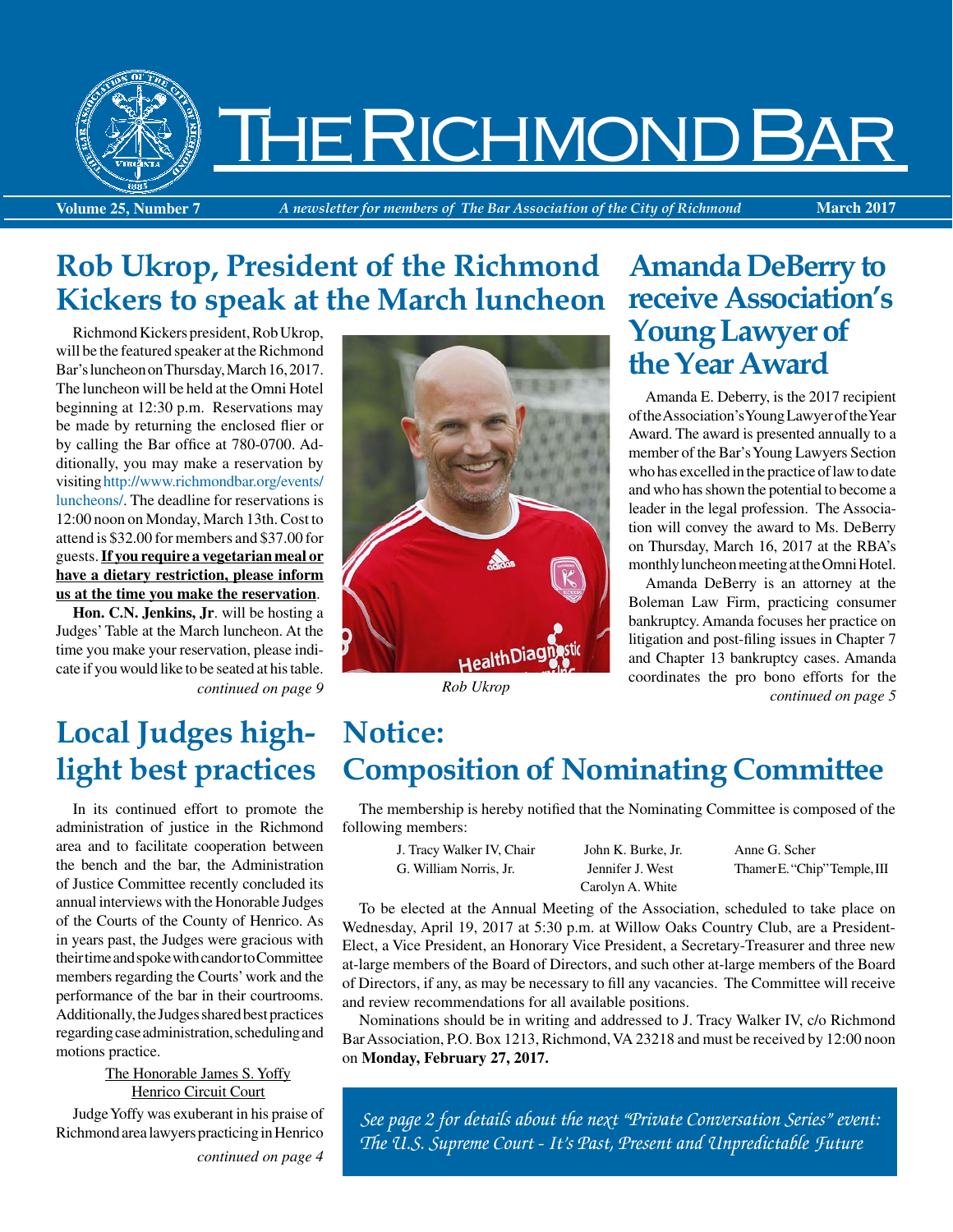# The Richmond Bar

**Volume 25, Number 7** *A newsletter for members of The Bar Association of the City of Richmond* **March 2017**

## Rob Ukrop, President of the Richmond Kickers to speak at the March luncheon

Richmond Kickers president, Rob Ukrop, will be the featured speaker at the Richmond Bar's luncheon on Thursday, March 16, 2017. The luncheon will be held at the Omni Hotel beginning at 12:30 p.m. Reservations may be made by returning the enclosed flier or by calling the Bar office at 780-0700. Additionally, you may make a reservation by visiting http://www.richmondbar.org/events/luncheons/. The deadline for reservations is 12:00 noon on Monday, March 13th. Cost to attend is $32.00 for members and $37.00 for guests. **If you require a vegetarian meal or have a dietary restriction, please inform us at the time you make the reservation**.

**Hon. C.N. Jenkins, Jr**. will be hosting a Judges' Table at the March luncheon. At the time you make your reservation, please indicate if you would like to be seated at his table.

*continued on page 9*

Rob Ukrop

## Amanda DeBerry to receive Association's Young Lawyer of the Year Award

Amanda E. Deberry, is the 2017 recipient of the Association's Young Lawyer of the Year Award. The award is presented annually to a member of the Bar's Young Lawyers Section who has excelled in the practice of law to date and who has shown the potential to become a leader in the legal profession. The Association will convey the award to Ms. DeBerry on Thursday, March 16, 2017 at the RBA's monthly luncheon meeting at the Omni Hotel.

Amanda DeBerry is an attorney at the Boleman Law Firm, practicing consumer bankruptcy. Amanda focuses her practice on litigation and post-filing issues in Chapter 7 and Chapter 13 bankruptcy cases. Amanda coordinates the pro bono efforts for the

*continued on page 5*

## Local Judges highlight best practices

In its continued effort to promote the administration of justice in the Richmond area and to facilitate cooperation between the bench and the bar, the Administration of Justice Committee recently concluded its annual interviews with the Honorable Judges of the Courts of the County of Henrico. As in years past, the Judges were gracious with their time and spoke with candor to Committee members regarding the Courts' work and the performance of the bar in their courtrooms. Additionally, the Judges shared best practices regarding case administration, scheduling and motions practice.

The Honorable James S. Yoffy
Henrico Circuit Court

Judge Yoffy was exuberant in his praise of Richmond area lawyers practicing in Henrico

*continued on page 4*

## Notice: Composition of Nominating Committee

The membership is hereby notified that the Nominating Committee is composed of the following members:

J. Tracy Walker IV, Chair
G. William Norris, Jr.
John K. Burke, Jr.
Jennifer J. West
Carolyn A. White
Anne G. Scher
Thamer E. "Chip" Temple, III

To be elected at the Annual Meeting of the Association, scheduled to take place on Wednesday, April 19, 2017 at 5:30 p.m. at Willow Oaks Country Club, are a President-Elect, a Vice President, an Honorary Vice President, a Secretary-Treasurer and three new at-large members of the Board of Directors, and such other at-large members of the Board of Directors, if any, as may be necessary to fill any vacancies. The Committee will receive and review recommendations for all available positions.

Nominations should be in writing and addressed to J. Tracy Walker IV, c/o Richmond Bar Association, P.O. Box 1213, Richmond, VA 23218 and must be received by 12:00 noon on **Monday, February 27, 2017.**

*See page 2 for details about the next "Private Conversation Series" event: The U.S. Supreme Court - It's Past, Present and Unpredictable Future*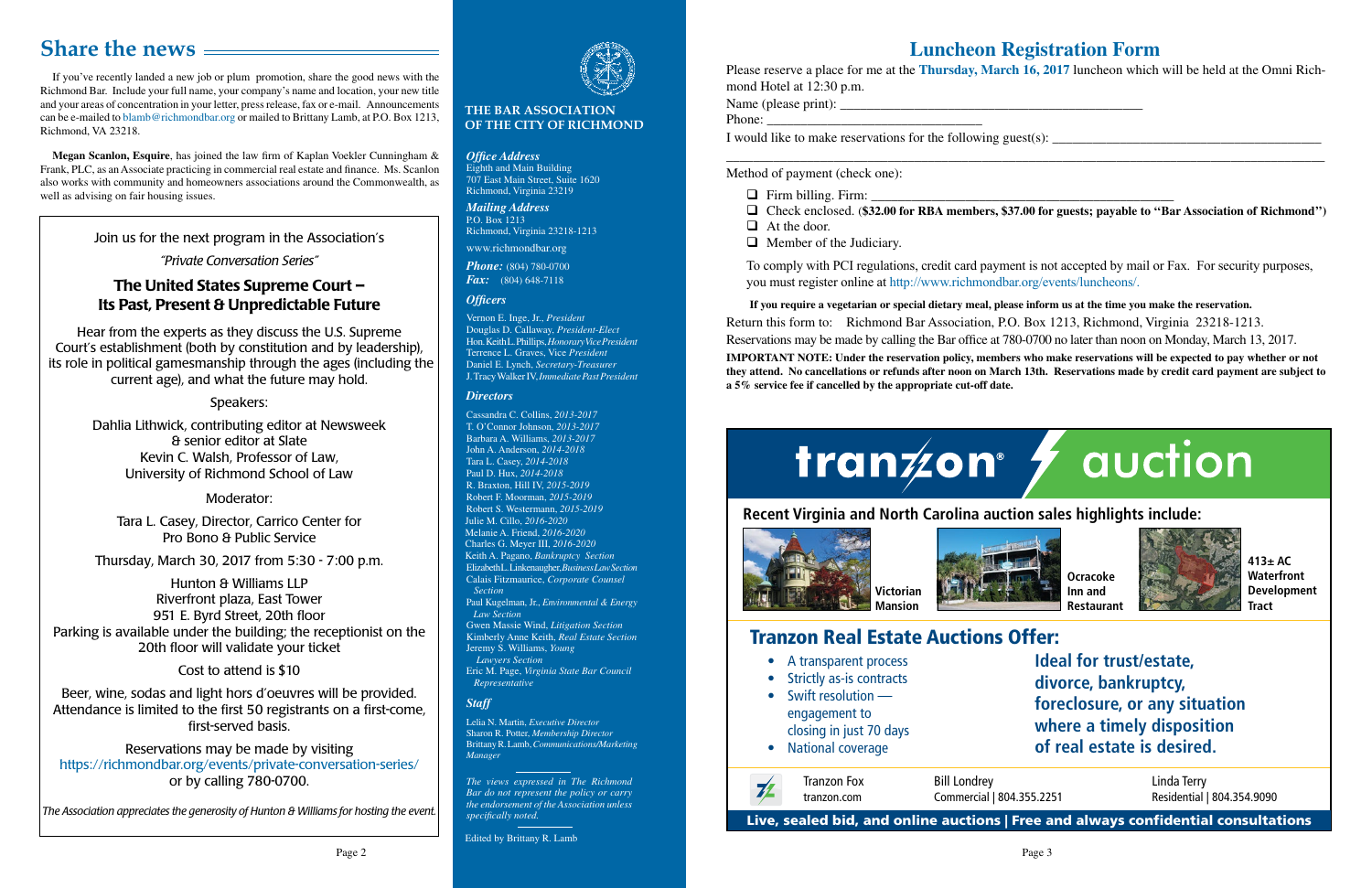# Share the news

If you've recently landed a new job or plum promotion, share the good news with the Richmond Bar. Include your full name, your company's name and location, your new title and your areas of concentration in your letter, press release, fax or e-mail. Announcements can be e-mailed to blamb@richmondbar.org or mailed to Brittany Lamb, at P.O. Box 1213, Richmond, VA 23218.

**Megan Scanlon, Esquire**, has joined the law firm of Kaplan Voekler Cunningham & Frank, PLC, as an Associate practicing in commercial real estate and finance. Ms. Scanlon also works with community and homeowners associations around the Commonwealth, as well as advising on fair housing issues.

---

Join us for the next program in the Association's

*"Private Conversation Series"*

## The United States Supreme Court – Its Past, Present & Unpredictable Future

Hear from the experts as they discuss the U.S. Supreme Court's establishment (both by constitution and by leadership), its role in political gamesmanship through the ages (including the current age), and what the future may hold.

Speakers:

Dahlia Lithwick, contributing editor at Newsweek & senior editor at Slate
Kevin C. Walsh, Professor of Law, University of Richmond School of Law

Moderator:

Tara L. Casey, Director, Carrico Center for Pro Bono & Public Service

Thursday, March 30, 2017 from 5:30 - 7:00 p.m.

Hunton & Williams LLP
Riverfront plaza, East Tower
951 E. Byrd Street, 20th floor
Parking is available under the building; the receptionist on the 20th floor will validate your ticket

Cost to attend is $10

Beer, wine, sodas and light hors d'oeuvres will be provided. Attendance is limited to the first 50 registrants on a first-come, first-served basis.

Reservations may be made by visiting https://richmondbar.org/events/private-conversation-series/ or by calling 780-0700.

*The Association appreciates the generosity of Hunton & Williams for hosting the event.*

---

### THE BAR ASSOCIATION OF THE CITY OF RICHMOND

***Office Address***
Eighth and Main Building
707 East Main Street, Suite 1620
Richmond, Virginia 23219

***Mailing Address***
P.O. Box 1213
Richmond, Virginia 23218-1213

www.richmondbar.org

***Phone:*** (804) 780-0700
***Fax:*** (804) 648-7118

***Officers***

Vernon E. Inge, Jr., *President*
Douglas D. Callaway, *President-Elect*
Hon. Keith L. Phillips, *Honorary Vice President*
Terrence L. Graves, Vice *President*
Daniel E. Lynch, *Secretary-Treasurer*
J. Tracy Walker IV, *Immediate Past President*

***Directors***

Cassandra C. Collins, *2013-2017*
T. O'Connor Johnson, *2013-2017*
Barbara A. Williams, *2013-2017*
John A. Anderson, *2014-2018*
Tara L. Casey, *2014-2018*
Paul D. Hux, *2014-2018*
R. Braxton. Hill IV, *2015-2019*
Robert F. Moorman, *2015-2019*
Robert S. Westermann, *2015-2019*
Julie M. Cillo, *2016-2020*
Melanie A. Friend, *2016-2020*
Charles G. Meyer III, *2016-2020*
Keith A. Pagano, *Bankruptcy Section*
Elizabeth L. Linkenaugher, *Business Law Section*
Calais Fitzmaurice, *Corporate Counsel Section*
Paul Kugelman, Jr., *Environmental & Energy Law Section*
Gwen Massie Wind, *Litigation Section*
Kimberly Anne Keith, *Real Estate Section*
Jeremy S. Williams, *Young Lawyers Section*
Eric M. Page, *Virginia State Bar Council Representative*

***Staff***

Lelia N. Martin, *Executive Director*
Sharon R. Potter, *Membership Director*
Brittany R. Lamb, *Communications/Marketing Manager*

*The views expressed in The Richmond Bar do not represent the policy or carry the endorsement of the Association unless specifically noted.*

Edited by Brittany R. Lamb

---

# Luncheon Registration Form

Please reserve a place for me at the **Thursday, March 16, 2017** luncheon which will be held at the Omni Richmond Hotel at 12:30 p.m.

Name (please print): ____________________________________________

Phone: ______________________________

I would like to make reservations for the following guest(s): ______________________________________
__________________________________________________________________________________

Method of payment (check one):

- ❑ Firm billing. Firm: ________________________________________
- ❑ Check enclosed. (**$32.00 for RBA members, $37.00 for guests; payable to "Bar Association of Richmond"**)
- ❑ At the door.
- ❑ Member of the Judiciary.

To comply with PCI regulations, credit card payment is not accepted by mail or Fax. For security purposes, you must register online at http://www.richmondbar.org/events/luncheons/.

**If you require a vegetarian or special dietary meal, please inform us at the time you make the reservation.**

Return this form to: Richmond Bar Association, P.O. Box 1213, Richmond, Virginia 23218-1213.

Reservations may be made by calling the Bar office at 780-0700 no later than noon on Monday, March 13, 2017.

**IMPORTANT NOTE: Under the reservation policy, members who make reservations will be expected to pay whether or not they attend. No cancellations or refunds after noon on March 13th. Reservations made by credit card payment are subject to a 5% service fee if cancelled by the appropriate cut-off date.**

---

## tranzon® auction

**Recent Virginia and North Carolina auction sales highlights include:**

Victorian Mansion

Ocracoke Inn and Restaurant

413± AC Waterfront Development Tract

### Tranzon Real Estate Auctions Offer:

- A transparent process
- Strictly as-is contracts
- Swift resolution — engagement to closing in just 70 days
- National coverage

**Ideal for trust/estate, divorce, bankruptcy, foreclosure, or any situation where a timely disposition of real estate is desired.**

Tranzon Fox
tranzon.com

Bill Londrey
Commercial | 804.355.2251

Linda Terry
Residential | 804.354.9090

**Live, sealed bid, and online auctions | Free and always confidential consultations**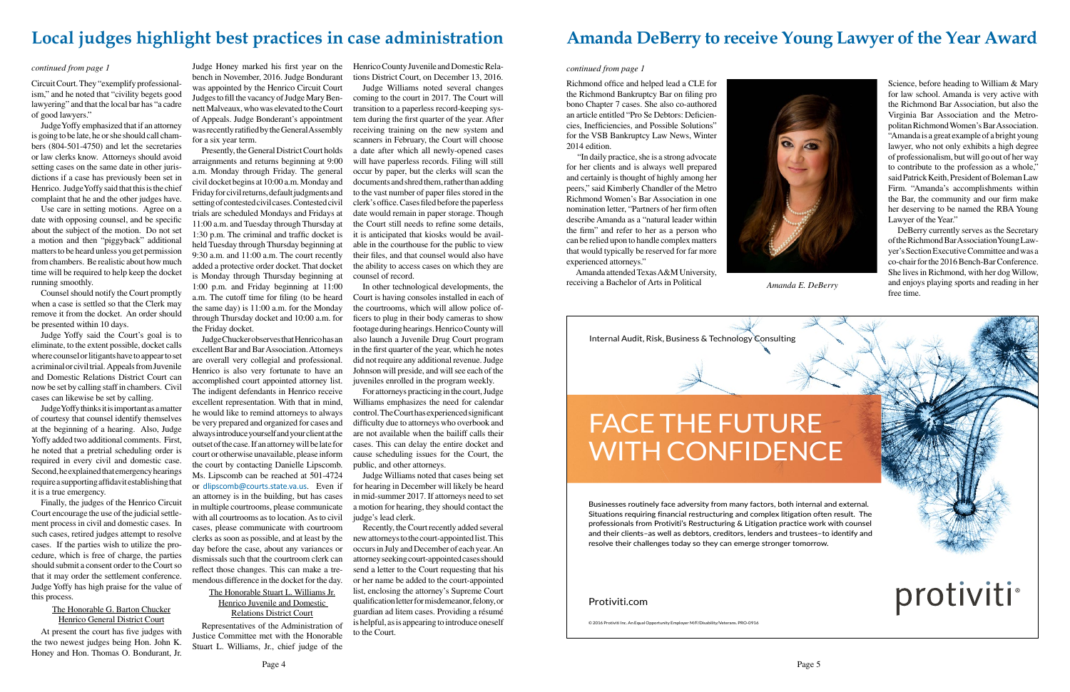# Local judges highlight best practices in case administration

*continued from page 1*

Circuit Court. They "exemplify professionalism," and he noted that "civility begets good lawyering" and that the local bar has "a cadre of good lawyers."

Judge Yoffy emphasized that if an attorney is going to be late, he or she should call chambers (804-501-4750) and let the secretaries or law clerks know. Attorneys should avoid setting cases on the same date in other jurisdictions if a case has previously been set in Henrico. Judge Yoffy said that this is the chief complaint that he and the other judges have.

Use care in setting motions. Agree on a date with opposing counsel, and be specific about the subject of the motion. Do not set a motion and then "piggyback" additional matters to be heard unless you get permission from chambers. Be realistic about how much time will be required to help keep the docket running smoothly.

Counsel should notify the Court promptly when a case is settled so that the Clerk may remove it from the docket. An order should be presented within 10 days.

Judge Yoffy said the Court's goal is to eliminate, to the extent possible, docket calls where counsel or litigants have to appear to set a criminal or civil trial. Appeals from Juvenile and Domestic Relations District Court can now be set by calling staff in chambers. Civil cases can likewise be set by calling.

Judge Yoffy thinks it is important as a matter of courtesy that counsel identify themselves at the beginning of a hearing. Also, Judge Yoffy added two additional comments. First, he noted that a pretrial scheduling order is required in every civil and domestic case. Second, he explained that emergency hearings require a supporting affidavit establishing that it is a true emergency.

Finally, the judges of the Henrico Circuit Court encourage the use of the judicial settlement process in civil and domestic cases. In such cases, retired judges attempt to resolve cases. If the parties wish to utilize the procedure, which is free of charge, the parties should submit a consent order to the Court so that it may order the settlement conference. Judge Yoffy has high praise for the value of this process.

### The Honorable G. Barton Chucker
### Henrico General District Court

At present the court has five judges with the two newest judges being Hon. John K. Honey and Hon. Thomas O. Bondurant, Jr. Judge Honey marked his first year on the bench in November, 2016. Judge Bondurant was appointed by the Henrico Circuit Court Judges to fill the vacancy of Judge Mary Bennett Malveaux, who was elevated to the Court of Appeals. Judge Bonderant's appointment was recently ratified by the General Assembly for a six year term.

Presently, the General District Court holds arraignments and returns beginning at 9:00 a.m. Monday through Friday. The general civil docket begins at 10:00 a.m. Monday and Friday for civil returns, default judgments and setting of contested civil cases. Contested civil trials are scheduled Mondays and Fridays at 11:00 a.m. and Tuesday through Thursday at 1:30 p.m. The criminal and traffic docket is held Tuesday through Thursday beginning at 9:30 a.m. and 11:00 a.m. The court recently added a protective order docket. That docket is Monday through Thursday beginning at 1:00 p.m. and Friday beginning at 11:00 a.m. The cutoff time for filing (to be heard the same day) is 11:00 a.m. for the Monday through Thursday docket and 10:00 a.m. for the Friday docket.

Judge Chucker observes that Henrico has an excellent Bar and Bar Association. Attorneys are overall very collegial and professional. Henrico is also very fortunate to have an accomplished court appointed attorney list. The indigent defendants in Henrico receive excellent representation. With that in mind, he would like to remind attorneys to always be very prepared and organized for cases and always introduce yourself and your client at the outset of the case. If an attorney will be late for court or otherwise unavailable, please inform the court by contacting Danielle Lipscomb. Ms. Lipscomb can be reached at 501-4724 or dlipscomb@courts.state.va.us. Even if an attorney is in the building, but has cases in multiple courtrooms, please communicate with all courtrooms as to location. As to civil cases, please communicate with courtroom clerks as soon as possible, and at least by the day before the case, about any variances or dismissals such that the courtroom clerk can reflect those changes. This can make a tremendous difference in the docket for the day.

### The Honorable Stuart L. Williams Jr.
### Henrico Juvenile and Domestic Relations District Court

Representatives of the Administration of Justice Committee met with the Honorable Stuart L. Williams, Jr., chief judge of the Henrico County Juvenile and Domestic Relations District Court, on December 13, 2016.

Judge Williams noted several changes coming to the court in 2017. The Court will transition to a paperless record-keeping system during the first quarter of the year. After receiving training on the new system and scanners in February, the Court will choose a date after which all newly-opened cases will have paperless records. Filing will still occur by paper, but the clerks will scan the documents and shred them, rather than adding to the vast number of paper files stored in the clerk's office. Cases filed before the paperless date would remain in paper storage. Though the Court still needs to refine some details, it is anticipated that kiosks would be available in the courthouse for the public to view their files, and that counsel would also have the ability to access cases on which they are counsel of record.

In other technological developments, the Court is having consoles installed in each of the courtrooms, which will allow police officers to plug in their body cameras to show footage during hearings. Henrico County will also launch a Juvenile Drug Court program in the first quarter of the year, which he notes did not require any additional revenue. Judge Johnson will preside, and will see each of the juveniles enrolled in the program weekly.

For attorneys practicing in the court, Judge Williams emphasizes the need for calendar control. The Court has experienced significant difficulty due to attorneys who overbook and are not available when the bailiff calls their cases. This can delay the entire docket and cause scheduling issues for the Court, the public, and other attorneys.

Judge Williams noted that cases being set for hearing in December will likely be heard in mid-summer 2017. If attorneys need to set a motion for hearing, they should contact the judge's lead clerk.

Recently, the Court recently added several new attorneys to the court-appointed list. This occurs in July and December of each year. An attorney seeking court-appointed cases should send a letter to the Court requesting that his or her name be added to the court-appointed list, enclosing the attorney's Supreme Court qualification letter for misdemeanor, felony, or guardian ad litem cases. Providing a résumé is helpful, as is appearing to introduce oneself to the Court.

# Amanda DeBerry to receive Young Lawyer of the Year Award

*continued from page 1*

Richmond office and helped lead a CLE for the Richmond Bankruptcy Bar on filing pro bono Chapter 7 cases. She also co-authored an article entitled "Pro Se Debtors: Deficiencies, Inefficiencies, and Possible Solutions" for the VSB Bankruptcy Law News, Winter 2014 edition.

"In daily practice, she is a strong advocate for her clients and is always well prepared and certainly is thought of highly among her peers," said Kimberly Chandler of the Metro Richmond Women's Bar Association in one nomination letter, "Partners of her firm often describe Amanda as a "natural leader within the firm" and refer to her as a person who can be relied upon to handle complex matters that would typically be reserved for far more experienced attorneys."

Amanda attended Texas A&M University, receiving a Bachelor of Arts in Political Science, before heading to William & Mary for law school. Amanda is very active with the Richmond Bar Association, but also the Virginia Bar Association and the Metropolitan Richmond Women's Bar Association. "Amanda is a great example of a bright young lawyer, who not only exhibits a high degree of professionalism, but will go out of her way to contribute to the profession as a whole," said Patrick Keith, President of Boleman Law Firm. "Amanda's accomplishments within the Bar, the community and our firm make her deserving to be named the RBA Young Lawyer of the Year."

DeBerry currently serves as the Secretary of the Richmond Bar Association Young Lawyer's Section Executive Committee and was a co-chair for the 2016 Bench-Bar Conference. She lives in Richmond, with her dog Willow, and enjoys playing sports and reading in her free time.

*Amanda E. DeBerry*

Internal Audit, Risk, Business & Technology Consulting

FACE THE FUTURE WITH CONFIDENCE

Businesses routinely face adversity from many factors, both internal and external. Situations requiring financial restructuring and complex litigation often result. The professionals from Protiviti's Restructuring & Litigation practice work with counsel and their clients–as well as debtors, creditors, lenders and trustees–to identify and resolve their challenges today so they can emerge stronger tomorrow.

Protiviti.com

protiviti®

© 2016 Protiviti Inc. An Equal Opportunity Employer M/F/Disability/Veterans. PRO-0916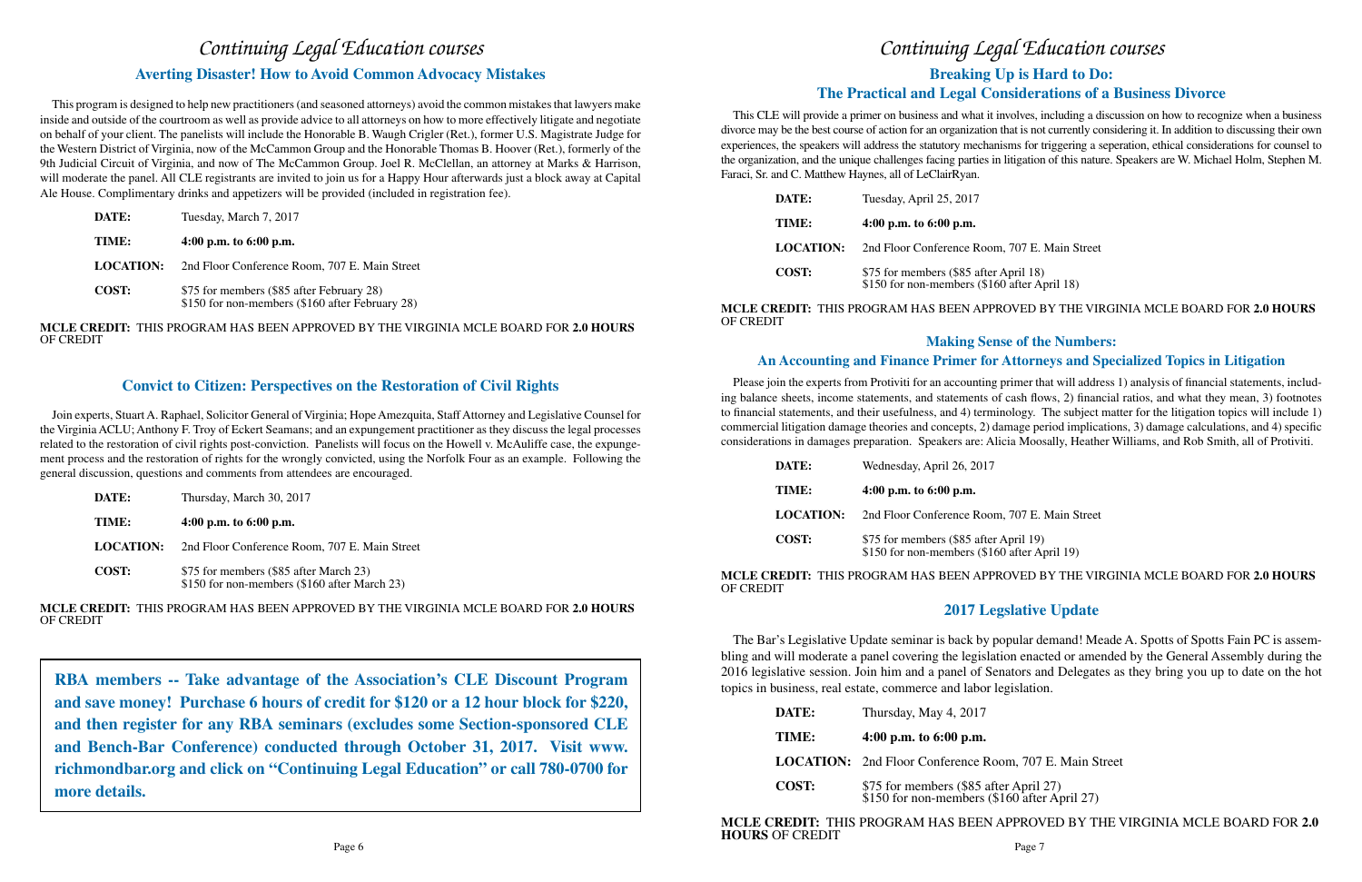# *Continuing Legal Education courses*

## Averting Disaster! How to Avoid Common Advocacy Mistakes

This program is designed to help new practitioners (and seasoned attorneys) avoid the common mistakes that lawyers make inside and outside of the courtroom as well as provide advice to all attorneys on how to more effectively litigate and negotiate on behalf of your client. The panelists will include the Honorable B. Waugh Crigler (Ret.), former U.S. Magistrate Judge for the Western District of Virginia, now of the McCammon Group and the Honorable Thomas B. Hoover (Ret.), formerly of the 9th Judicial Circuit of Virginia, and now of The McCammon Group. Joel R. McClellan, an attorney at Marks & Harrison, will moderate the panel. All CLE registrants are invited to join us for a Happy Hour afterwards just a block away at Capital Ale House. Complimentary drinks and appetizers will be provided (included in registration fee).

**DATE:** Tuesday, March 7, 2017

**TIME:** **4:00 p.m. to 6:00 p.m.**

**LOCATION:** 2nd Floor Conference Room, 707 E. Main Street

**COST:** $75 for members ($85 after February 28)
$150 for non-members ($160 after February 28)

**MCLE CREDIT:** THIS PROGRAM HAS BEEN APPROVED BY THE VIRGINIA MCLE BOARD FOR **2.0 HOURS** OF CREDIT

## Convict to Citizen: Perspectives on the Restoration of Civil Rights

Join experts, Stuart A. Raphael, Solicitor General of Virginia; Hope Amezquita, Staff Attorney and Legislative Counsel for the Virginia ACLU; Anthony F. Troy of Eckert Seamans; and an expungement practitioner as they discuss the legal processes related to the restoration of civil rights post-conviction. Panelists will focus on the Howell v. McAuliffe case, the expungement process and the restoration of rights for the wrongly convicted, using the Norfolk Four as an example. Following the general discussion, questions and comments from attendees are encouraged.

**DATE:** Thursday, March 30, 2017

**TIME:** **4:00 p.m. to 6:00 p.m.**

**LOCATION:** 2nd Floor Conference Room, 707 E. Main Street

**COST:** $75 for members ($85 after March 23)
$150 for non-members ($160 after March 23)

**MCLE CREDIT:** THIS PROGRAM HAS BEEN APPROVED BY THE VIRGINIA MCLE BOARD FOR **2.0 HOURS** OF CREDIT

**RBA members -- Take advantage of the Association's CLE Discount Program and save money! Purchase 6 hours of credit for $120 or a 12 hour block for $220, and then register for any RBA seminars (excludes some Section-sponsored CLE and Bench-Bar Conference) conducted through October 31, 2017. Visit www.richmondbar.org and click on "Continuing Legal Education" or call 780-0700 for more details.**

# *Continuing Legal Education courses*

## Breaking Up is Hard to Do: The Practical and Legal Considerations of a Business Divorce

This CLE will provide a primer on business and what it involves, including a discussion on how to recognize when a business divorce may be the best course of action for an organization that is not currently considering it. In addition to discussing their own experiences, the speakers will address the statutory mechanisms for triggering a seperation, ethical considerations for counsel to the organization, and the unique challenges facing parties in litigation of this nature. Speakers are W. Michael Holm, Stephen M. Faraci, Sr. and C. Matthew Haynes, all of LeClairRyan.

**DATE:** Tuesday, April 25, 2017

**TIME:** **4:00 p.m. to 6:00 p.m.**

**LOCATION:** 2nd Floor Conference Room, 707 E. Main Street

**COST:** $75 for members ($85 after April 18)
$150 for non-members ($160 after April 18)

**MCLE CREDIT:** THIS PROGRAM HAS BEEN APPROVED BY THE VIRGINIA MCLE BOARD FOR **2.0 HOURS** OF CREDIT

## Making Sense of the Numbers: An Accounting and Finance Primer for Attorneys and Specialized Topics in Litigation

Please join the experts from Protiviti for an accounting primer that will address 1) analysis of financial statements, including balance sheets, income statements, and statements of cash flows, 2) financial ratios, and what they mean, 3) footnotes to financial statements, and their usefulness, and 4) terminology. The subject matter for the litigation topics will include 1) commercial litigation damage theories and concepts, 2) damage period implications, 3) damage calculations, and 4) specific considerations in damages preparation. Speakers are: Alicia Moosally, Heather Williams, and Rob Smith, all of Protiviti.

**DATE:** Wednesday, April 26, 2017

**TIME:** **4:00 p.m. to 6:00 p.m.**

**LOCATION:** 2nd Floor Conference Room, 707 E. Main Street

**COST:** $75 for members ($85 after April 19)
$150 for non-members ($160 after April 19)

**MCLE CREDIT:** THIS PROGRAM HAS BEEN APPROVED BY THE VIRGINIA MCLE BOARD FOR **2.0 HOURS** OF CREDIT

## 2017 Legslative Update

The Bar's Legislative Update seminar is back by popular demand! Meade A. Spotts of Spotts Fain PC is assembling and will moderate a panel covering the legislation enacted or amended by the General Assembly during the 2016 legislative session. Join him and a panel of Senators and Delegates as they bring you up to date on the hot topics in business, real estate, commerce and labor legislation.

**DATE:** Thursday, May 4, 2017

**TIME:** **4:00 p.m. to 6:00 p.m.**

**LOCATION:** 2nd Floor Conference Room, 707 E. Main Street

**COST:** $75 for members ($85 after April 27)
$150 for non-members ($160 after April 27)

**MCLE CREDIT:** THIS PROGRAM HAS BEEN APPROVED BY THE VIRGINIA MCLE BOARD FOR **2.0 HOURS** OF CREDIT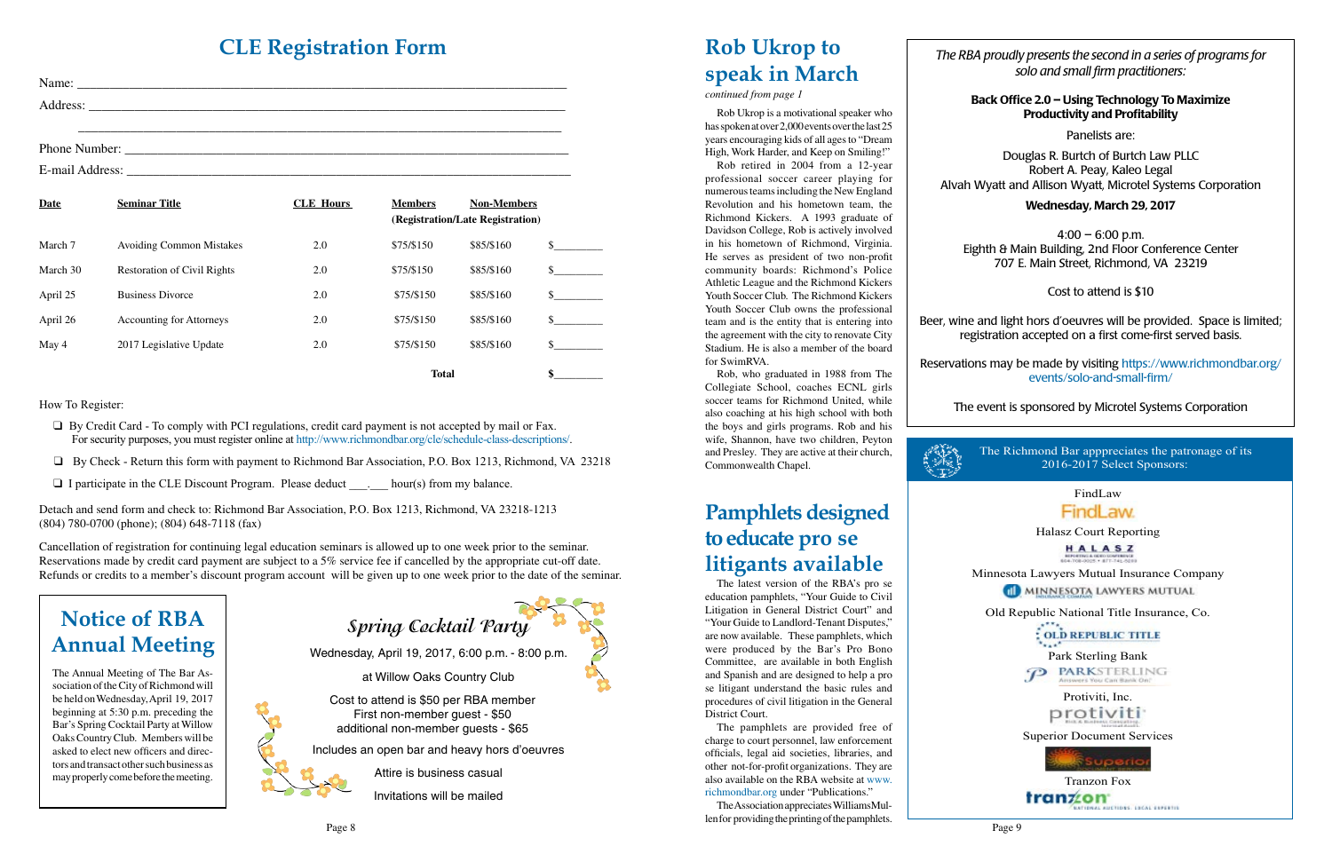# CLE Registration Form

Name: ______________________________________________

Address: ______________________________________________

______________________________________________

Phone Number: ______________________________________________

E-mail Address: ______________________________________________

| Date | Seminar Title | CLE Hours | Members (Registration/Late Registration) | Non-Members | |
|---|---|---|---|---|---|
| March 7 | Avoiding Common Mistakes | 2.0 | $75/$150 | $85/$160 | $________ |
| March 30 | Restoration of Civil Rights | 2.0 | $75/$150 | $85/$160 | $________ |
| April 25 | Business Divorce | 2.0 | $75/$150 | $85/$160 | $________ |
| April 26 | Accounting for Attorneys | 2.0 | $75/$150 | $85/$160 | $________ |
| May 4 | 2017 Legislative Update | 2.0 | $75/$150 | $85/$160 | $________ |
| | | | Total | | $________ |

How To Register:

- ❑ By Credit Card - To comply with PCI regulations, credit card payment is not accepted by mail or Fax. For security purposes, you must register online at http://www.richmondbar.org/cle/schedule-class-descriptions/.
- ❑ By Check - Return this form with payment to Richmond Bar Association, P.O. Box 1213, Richmond, VA 23218
- ❑ I participate in the CLE Discount Program. Please deduct ___.___ hour(s) from my balance.

Detach and send form and check to: Richmond Bar Association, P.O. Box 1213, Richmond, VA 23218-1213
(804) 780-0700 (phone); (804) 648-7118 (fax)

Cancellation of registration for continuing legal education seminars is allowed up to one week prior to the seminar. Reservations made by credit card payment are subject to a 5% service fee if cancelled by the appropriate cut-off date. Refunds or credits to a member's discount program account will be given up to one week prior to the date of the seminar.

## Notice of RBA Annual Meeting

The Annual Meeting of The Bar Association of the City of Richmond will be held on Wednesday, April 19, 2017 beginning at 5:30 p.m. preceding the Bar's Spring Cocktail Party at Willow Oaks Country Club. Members will be asked to elect new officers and directors and transact other such business as may properly come before the meeting.

## *Spring Cocktail Party*

Wednesday, April 19, 2017, 6:00 p.m. - 8:00 p.m.

at Willow Oaks Country Club

Cost to attend is $50 per RBA member
First non-member guest - $50
additional non-member guests - $65

Includes an open bar and heavy hors d'oeuvres

Attire is business casual

Invitations will be mailed

# Rob Ukrop to speak in March

*continued from page 1*

Rob Ukrop is a motivational speaker who has spoken at over 2,000 events over the last 25 years encouraging kids of all ages to "Dream High, Work Harder, and Keep on Smiling!"

Rob retired in 2004 from a 12-year professional soccer career playing for numerous teams including the New England Revolution and his hometown team, the Richmond Kickers. A 1993 graduate of Davidson College, Rob is actively involved in his hometown of Richmond, Virginia. He serves as president of two non-profit community boards: Richmond's Police Athletic League and the Richmond Kickers Youth Soccer Club. The Richmond Kickers Youth Soccer Club owns the professional team and is the entity that is entering into the agreement with the city to renovate City Stadium. He is also a member of the board for SwimRVA.

Rob, who graduated in 1988 from The Collegiate School, coaches ECNL girls soccer teams for Richmond United, while also coaching at his high school with both the boys and girls programs. Rob and his wife, Shannon, have two children, Peyton and Presley. They are active at their church, Commonwealth Chapel.

# Pamphlets designed to educate pro se litigants available

The latest version of the RBA's pro se education pamphlets, "Your Guide to Civil Litigation in General District Court" and "Your Guide to Landlord-Tenant Disputes," are now available. These pamphlets, which were produced by the Bar's Pro Bono Committee, are available in both English and Spanish and are designed to help a pro se litigant understand the basic rules and procedures of civil litigation in the General District Court.

The pamphlets are provided free of charge to court personnel, law enforcement officials, legal aid societies, libraries, and other not-for-profit organizations. They are also available on the RBA website at www.richmondbar.org under "Publications."

The Association appreciates WilliamsMullen for providing the printing of the pamphlets.

*The RBA proudly presents the second in a series of programs for solo and small firm practitioners:*

**Back Office 2.0 – Using Technology To Maximize Productivity and Profitability**

Panelists are:

Douglas R. Burtch of Burtch Law PLLC
Robert A. Peay, Kaleo Legal
Alvah Wyatt and Allison Wyatt, Microtel Systems Corporation

**Wednesday, March 29, 2017**

4:00 – 6:00 p.m.
Eighth & Main Building, 2nd Floor Conference Center
707 E. Main Street, Richmond, VA 23219

Cost to attend is $10

Beer, wine and light hors d'oeuvres will be provided. Space is limited; registration accepted on a first come-first served basis.

Reservations may be made by visiting https://www.richmondbar.org/events/solo-and-small-firm/

The event is sponsored by Microtel Systems Corporation

The Richmond Bar apppreciates the patronage of its 2016-2017 Select Sponsors:

FindLaw

Halasz Court Reporting

Minnesota Lawyers Mutual Insurance Company

Old Republic National Title Insurance, Co.

Park Sterling Bank

Protiviti, Inc.

Superior Document Services

Tranzon Fox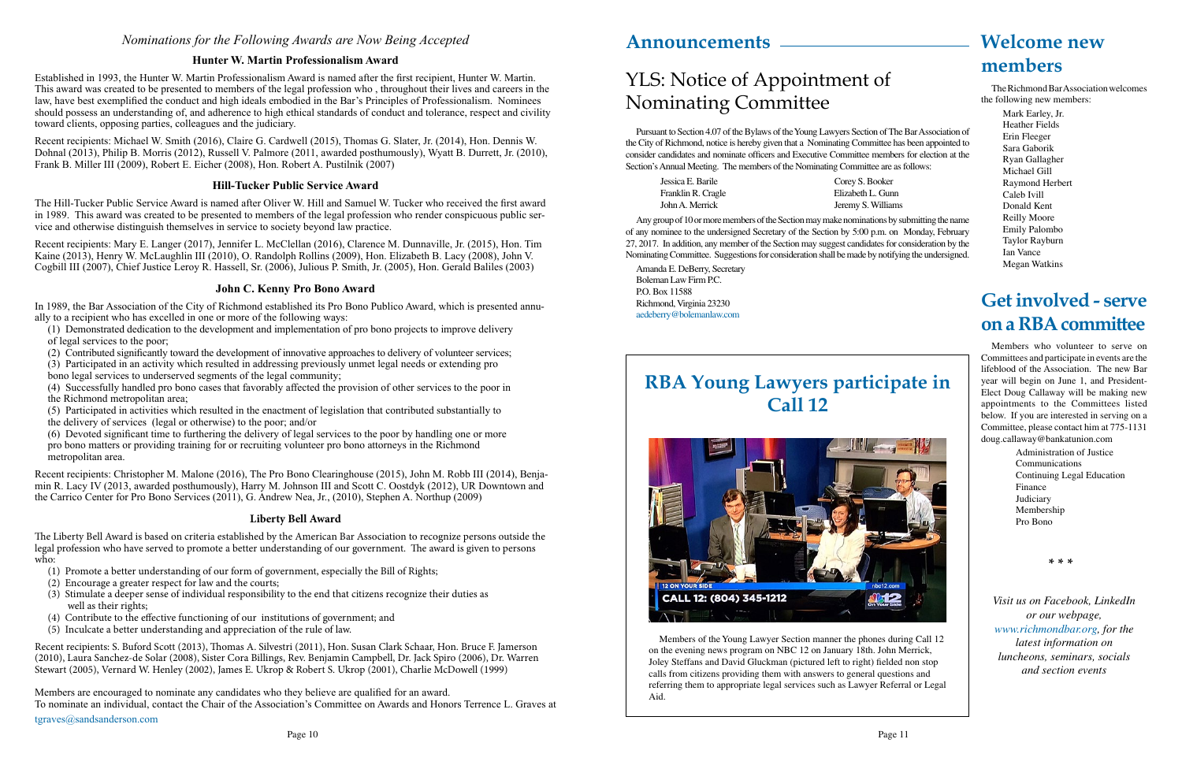*Nominations for the Following Awards are Now Being Accepted*

### Hunter W. Martin Professionalism Award

Established in 1993, the Hunter W. Martin Professionalism Award is named after the first recipient, Hunter W. Martin. This award was created to be presented to members of the legal profession who , throughout their lives and careers in the law, have best exemplified the conduct and high ideals embodied in the Bar's Principles of Professionalism. Nominees should possess an understanding of, and adherence to high ethical standards of conduct and tolerance, respect and civility toward clients, opposing parties, colleagues and the judiciary.

Recent recipients: Michael W. Smith (2016), Claire G. Cardwell (2015), Thomas G. Slater, Jr. (2014), Hon. Dennis W. Dohnal (2013), Philip B. Morris (2012), Russell V. Palmore (2011, awarded posthumously), Wyatt B. Durrett, Jr. (2010), Frank B. Miller III (2009), Robert E. Eicher (2008), Hon. Robert A. Pustilnik (2007)

### Hill-Tucker Public Service Award

The Hill-Tucker Public Service Award is named after Oliver W. Hill and Samuel W. Tucker who received the first award in 1989. This award was created to be presented to members of the legal profession who render conspicuous public service and otherwise distinguish themselves in service to society beyond law practice.

Recent recipients: Mary E. Langer (2017), Jennifer L. McClellan (2016), Clarence M. Dunnaville, Jr. (2015), Hon. Tim Kaine (2013), Henry W. McLaughlin III (2010), O. Randolph Rollins (2009), Hon. Elizabeth B. Lacy (2008), John V. Cogbill III (2007), Chief Justice Leroy R. Hassell, Sr. (2006), Julious P. Smith, Jr. (2005), Hon. Gerald Baliles (2003)

### John C. Kenny Pro Bono Award

In 1989, the Bar Association of the City of Richmond established its Pro Bono Publico Award, which is presented annually to a recipient who has excelled in one or more of the following ways:

(1) Demonstrated dedication to the development and implementation of pro bono projects to improve delivery of legal services to the poor;
(2) Contributed significantly toward the development of innovative approaches to delivery of volunteer services;
(3) Participated in an activity which resulted in addressing previously unmet legal needs or extending pro bono legal services to underserved segments of the legal community;
(4) Successfully handled pro bono cases that favorably affected the provision of other services to the poor in the Richmond metropolitan area;
(5) Participated in activities which resulted in the enactment of legislation that contributed substantially to the delivery of services (legal or otherwise) to the poor; and/or
(6) Devoted significant time to furthering the delivery of legal services to the poor by handling one or more pro bono matters or providing training for or recruiting volunteer pro bono attorneys in the Richmond metropolitan area.

Recent recipients: Christopher M. Malone (2016), The Pro Bono Clearinghouse (2015), John M. Robb III (2014), Benjamin R. Lacy IV (2013, awarded posthumously), Harry M. Johnson III and Scott C. Oostdyk (2012), UR Downtown and the Carrico Center for Pro Bono Services (2011), G. Andrew Nea, Jr., (2010), Stephen A. Northup (2009)

### Liberty Bell Award

The Liberty Bell Award is based on criteria established by the American Bar Association to recognize persons outside the legal profession who have served to promote a better understanding of our government. The award is given to persons who:

(1) Promote a better understanding of our form of government, especially the Bill of Rights;
(2) Encourage a greater respect for law and the courts;
(3) Stimulate a deeper sense of individual responsibility to the end that citizens recognize their duties as well as their rights;
(4) Contribute to the effective functioning of our institutions of government; and
(5) Inculcate a better understanding and appreciation of the rule of law.

Recent recipients: S. Buford Scott (2013), Thomas A. Silvestri (2011), Hon. Susan Clark Schaar, Hon. Bruce F. Jamerson (2010), Laura Sanchez-de Solar (2008), Sister Cora Billings, Rev. Benjamin Campbell, Dr. Jack Spiro (2006), Dr. Warren Stewart (2005), Vernard W. Henley (2002), James E. Ukrop & Robert S. Ukrop (2001), Charlie McDowell (1999)

Members are encouraged to nominate any candidates who they believe are qualified for an award.
To nominate an individual, contact the Chair of the Association's Committee on Awards and Honors Terrence L. Graves at tgraves@sandsanderson.com

# Announcements

## YLS: Notice of Appointment of Nominating Committee

Pursuant to Section 4.07 of the Bylaws of the Young Lawyers Section of The Bar Association of the City of Richmond, notice is hereby given that a Nominating Committee has been appointed to consider candidates and nominate officers and Executive Committee members for election at the Section's Annual Meeting. The members of the Nominating Committee are as follows:

| | |
|---|---|
| Jessica E. Barile | Corey S. Booker |
| Franklin R. Cragle | Elizabeth L. Gunn |
| John A. Merrick | Jeremy S. Williams |

Any group of 10 or more members of the Section may make nominations by submitting the name of any nominee to the undersigned Secretary of the Section by 5:00 p.m. on Monday, February 27, 2017. In addition, any member of the Section may suggest candidates for consideration by the Nominating Committee. Suggestions for consideration shall be made by notifying the undersigned.

Amanda E. DeBerry, Secretary
Boleman Law Firm P.C.
P.O. Box 11588
Richmond, Virginia 23230
aedeberry@bolemanlaw.com

## RBA Young Lawyers participate in Call 12

Members of the Young Lawyer Section manner the phones during Call 12 on the evening news program on NBC 12 on January 18th. John Merrick, Joley Steffans and David Gluckman (pictured left to right) fielded non stop calls from citizens providing them with answers to general questions and referring them to appropriate legal services such as Lawyer Referral or Legal Aid.

# Welcome new members

The Richmond Bar Association welcomes the following new members:

Mark Earley, Jr.
Heather Fields
Erin Fleeger
Sara Gaborik
Ryan Gallagher
Michael Gill
Raymond Herbert
Caleb Ivill
Donald Kent
Reilly Moore
Emily Palombo
Taylor Rayburn
Ian Vance
Megan Watkins

# Get involved - serve on a RBA committee

Members who volunteer to serve on Committees and participate in events are the lifeblood of the Association. The new Bar year will begin on June 1, and President-Elect Doug Callaway will be making new appointments to the Committees listed below. If you are interested in serving on a Committee, please contact him at 775-1131 doug.callaway@bankatunion.com

Administration of Justice
Communications
Continuing Legal Education
Finance
Judiciary
Membership
Pro Bono

* * *

*Visit us on Facebook, LinkedIn or our webpage, www.richmondbar.org, for the latest information on luncheons, seminars, socials and section events*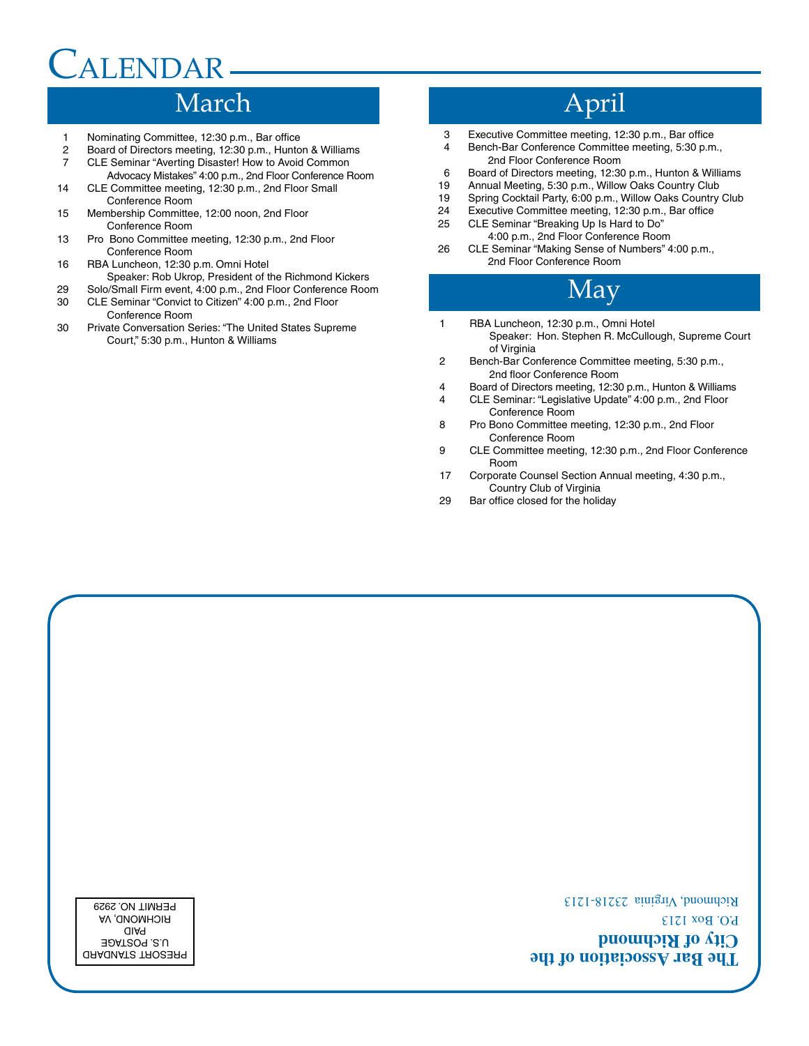# Calendar

## March

1 Nominating Committee, 12:30 p.m., Bar office

2 Board of Directors meeting, 12:30 p.m., Hunton & Williams

7 CLE Seminar "Averting Disaster! How to Avoid Common Advocacy Mistakes" 4:00 p.m., 2nd Floor Conference Room

14 CLE Committee meeting, 12:30 p.m., 2nd Floor Small Conference Room

15 Membership Committee, 12:00 noon, 2nd Floor Conference Room

13 Pro Bono Committee meeting, 12:30 p.m., 2nd Floor Conference Room

16 RBA Luncheon, 12:30 p.m. Omni Hotel
Speaker: Rob Ukrop, President of the Richmond Kickers

29 Solo/Small Firm event, 4:00 p.m., 2nd Floor Conference Room

30 CLE Seminar "Convict to Citizen" 4:00 p.m., 2nd Floor Conference Room

30 Private Conversation Series: "The United States Supreme Court," 5:30 p.m., Hunton & Williams

## April

3 Executive Committee meeting, 12:30 p.m., Bar office

4 Bench-Bar Conference Committee meeting, 5:30 p.m., 2nd Floor Conference Room

6 Board of Directors meeting, 12:30 p.m., Hunton & Williams

19 Annual Meeting, 5:30 p.m., Willow Oaks Country Club

19 Spring Cocktail Party, 6:00 p.m., Willow Oaks Country Club

24 Executive Committee meeting, 12:30 p.m., Bar office

25 CLE Seminar "Breaking Up Is Hard to Do" 4:00 p.m., 2nd Floor Conference Room

26 CLE Seminar "Making Sense of Numbers" 4:00 p.m., 2nd Floor Conference Room

## May

1 RBA Luncheon, 12:30 p.m., Omni Hotel
Speaker: Hon. Stephen R. McCullough, Supreme Court of Virginia

2 Bench-Bar Conference Committee meeting, 5:30 p.m., 2nd floor Conference Room

4 Board of Directors meeting, 12:30 p.m., Hunton & Williams

4 CLE Seminar: "Legislative Update" 4:00 p.m., 2nd Floor Conference Room

8 Pro Bono Committee meeting, 12:30 p.m., 2nd Floor Conference Room

9 CLE Committee meeting, 12:30 p.m., 2nd Floor Conference Room

17 Corporate Counsel Section Annual meeting, 4:30 p.m., Country Club of Virginia

29 Bar office closed for the holiday

**The Bar Association of the City of Richmond**
P.O. Box 1213
Richmond, Virginia 23218-1213

PRESORT STANDARD
U.S. POSTAGE
PAID
RICHMOND, VA
PERMIT NO. 2929